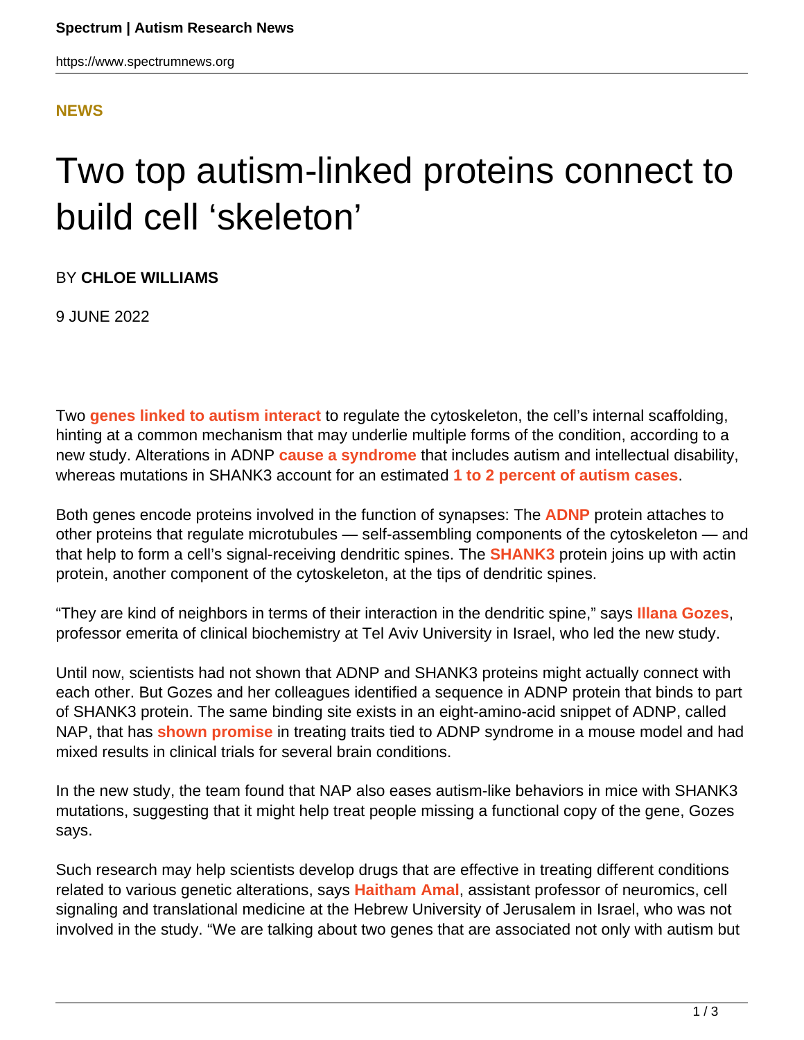**NEWS**

# Two top autism-linked proteins connect to build cell 'skeleton'

BY **CHLOE WILLIAMS**

9 JUNE 2022

Two **genes linked to autism interact** to regulate the cytoskeleton, the cell's internal scaffolding, hinting at a common mechanism that may underlie multiple forms of the condition, according to a new study. Alterations in ADNP **cause a syndrome** that includes autism and intellectual disability, whereas mutations in SHANK3 account for an estimated **1 to 2 percent of autism cases**.

Both genes encode proteins involved in the function of synapses: The **ADNP** protein attaches to other proteins that regulate microtubules — self-assembling components of the cytoskeleton — and that help to form a cell's signal-receiving dendritic spines. The **SHANK3** protein joins up with actin protein, another component of the cytoskeleton, at the tips of dendritic spines.

"They are kind of neighbors in terms of their interaction in the dendritic spine," says **Illana Gozes**, professor emerita of clinical biochemistry at Tel Aviv University in Israel, who led the new study.

Until now, scientists had not shown that ADNP and SHANK3 proteins might actually connect with each other. But Gozes and her colleagues identified a sequence in ADNP protein that binds to part of SHANK3 protein. The same binding site exists in an eight-amino-acid snippet of ADNP, called NAP, that has **shown promise** in treating traits tied to ADNP syndrome in a mouse model and had mixed results in clinical trials for several brain conditions.

In the new study, the team found that NAP also eases autism-like behaviors in mice with SHANK3 mutations, suggesting that it might help treat people missing a functional copy of the gene, Gozes says.

Such research may help scientists develop drugs that are effective in treating different conditions related to various genetic alterations, says **Haitham Amal**, assistant professor of neuromics, cell signaling and translational medicine at the Hebrew University of Jerusalem in Israel, who was not involved in the study. "We are talking about two genes that are associated not only with autism but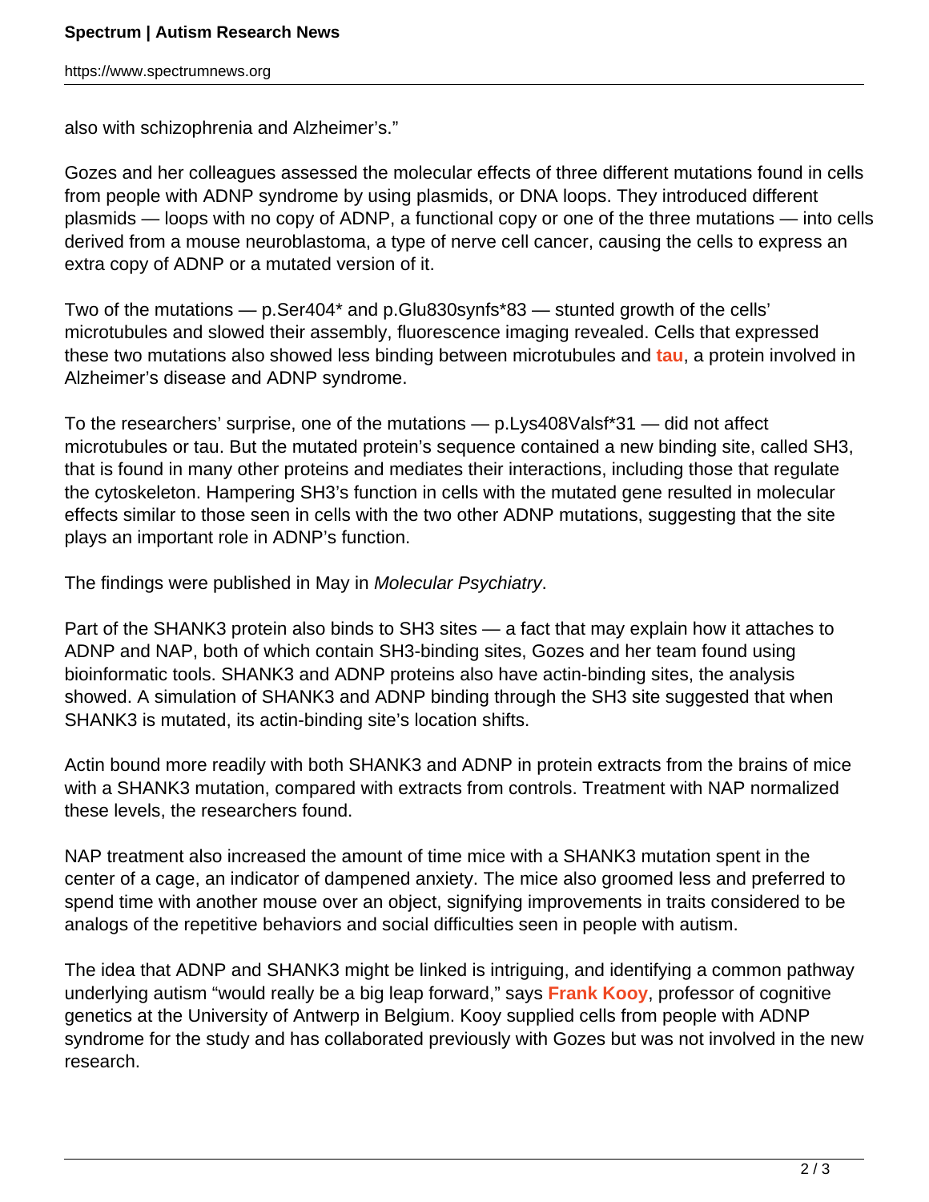also with schizophrenia and Alzheimer's."

Gozes and her colleagues assessed the molecular effects of three different mutations found in cells from people with ADNP syndrome by using plasmids, or DNA loops. They introduced different plasmids — loops with no copy of ADNP, a functional copy or one of the three mutations — into cells derived from a mouse neuroblastoma, a type of nerve cell cancer, causing the cells to express an extra copy of ADNP or a mutated version of it.

Two of the mutations — p.Ser404* and p.Glu830synfs*83 — stunted growth of the cells' microtubules and slowed their assembly, fluorescence imaging revealed. Cells that expressed these two mutations also showed less binding between microtubules and **tau**, a protein involved in Alzheimer's disease and ADNP syndrome.

To the researchers' surprise, one of the mutations — p.Lys408Valsf*31 — did not affect microtubules or tau. But the mutated protein's sequence contained a new binding site, called SH3, that is found in many other proteins and mediates their interactions, including those that regulate the cytoskeleton. Hampering SH3's function in cells with the mutated gene resulted in molecular effects similar to those seen in cells with the two other ADNP mutations, suggesting that the site plays an important role in ADNP's function.

The findings were published in May in *Molecular Psychiatry*.

Part of the SHANK3 protein also binds to SH3 sites — a fact that may explain how it attaches to ADNP and NAP, both of which contain SH3-binding sites, Gozes and her team found using bioinformatic tools. SHANK3 and ADNP proteins also have actin-binding sites, the analysis showed. A simulation of SHANK3 and ADNP binding through the SH3 site suggested that when SHANK3 is mutated, its actin-binding site's location shifts.

Actin bound more readily with both SHANK3 and ADNP in protein extracts from the brains of mice with a SHANK3 mutation, compared with extracts from controls. Treatment with NAP normalized these levels, the researchers found.

NAP treatment also increased the amount of time mice with a SHANK3 mutation spent in the center of a cage, an indicator of dampened anxiety. The mice also groomed less and preferred to spend time with another mouse over an object, signifying improvements in traits considered to be analogs of the repetitive behaviors and social difficulties seen in people with autism.

The idea that ADNP and SHANK3 might be linked is intriguing, and identifying a common pathway underlying autism "would really be a big leap forward," says **Frank Kooy**, professor of cognitive genetics at the University of Antwerp in Belgium. Kooy supplied cells from people with ADNP syndrome for the study and has collaborated previously with Gozes but was not involved in the new research.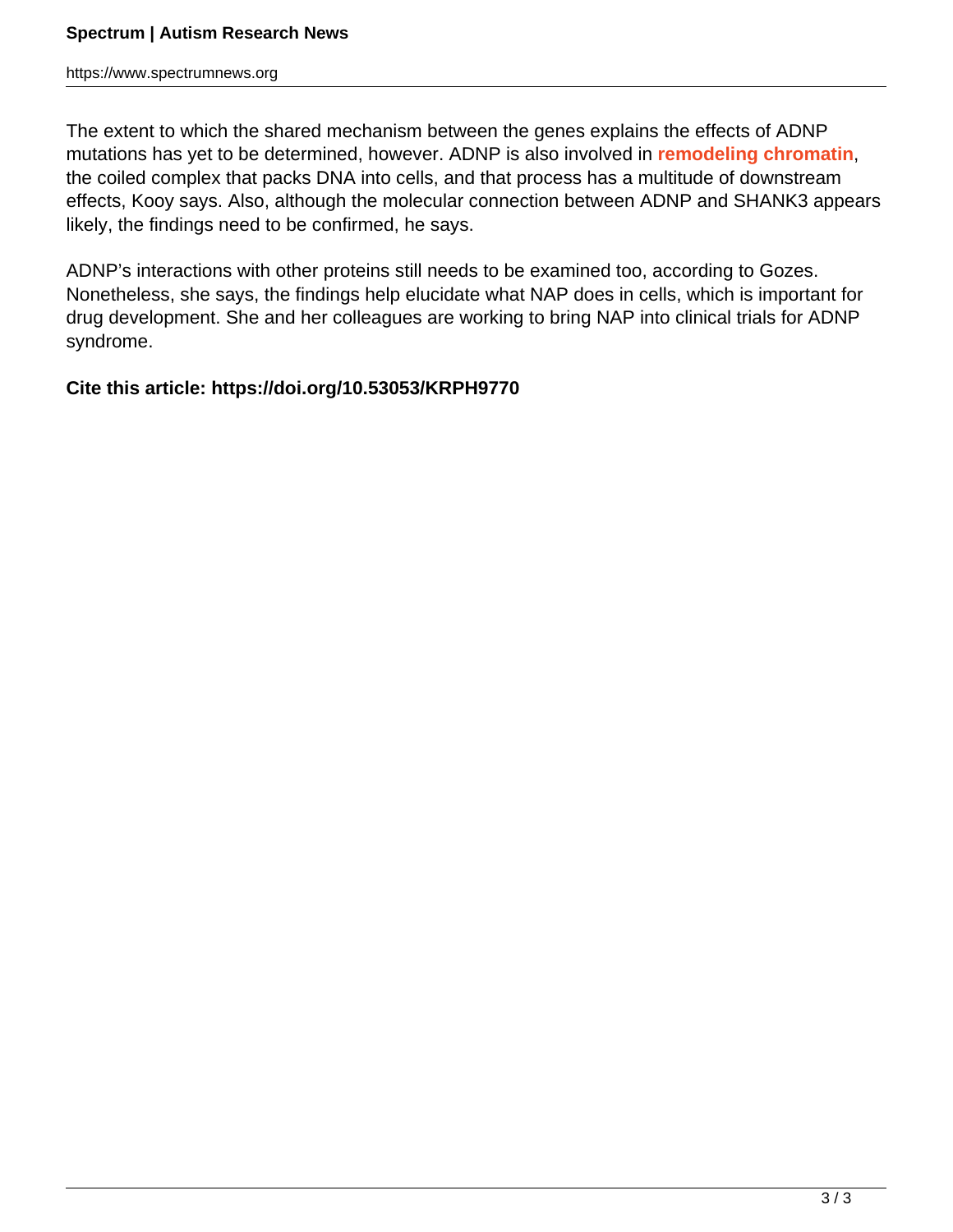The extent to which the shared mechanism between the genes explains the effects of ADNP mutations has yet to be determined, however. ADNP is also involved in **remodeling chromatin**, the coiled complex that packs DNA into cells, and that process has a multitude of downstream effects, Kooy says. Also, although the molecular connection between ADNP and SHANK3 appears likely, the findings need to be confirmed, he says.

ADNP's interactions with other proteins still needs to be examined too, according to Gozes. Nonetheless, she says, the findings help elucidate what NAP does in cells, which is important for drug development. She and her colleagues are working to bring NAP into clinical trials for ADNP syndrome.

**Cite this article: https://doi.org/10.53053/KRPH9770**